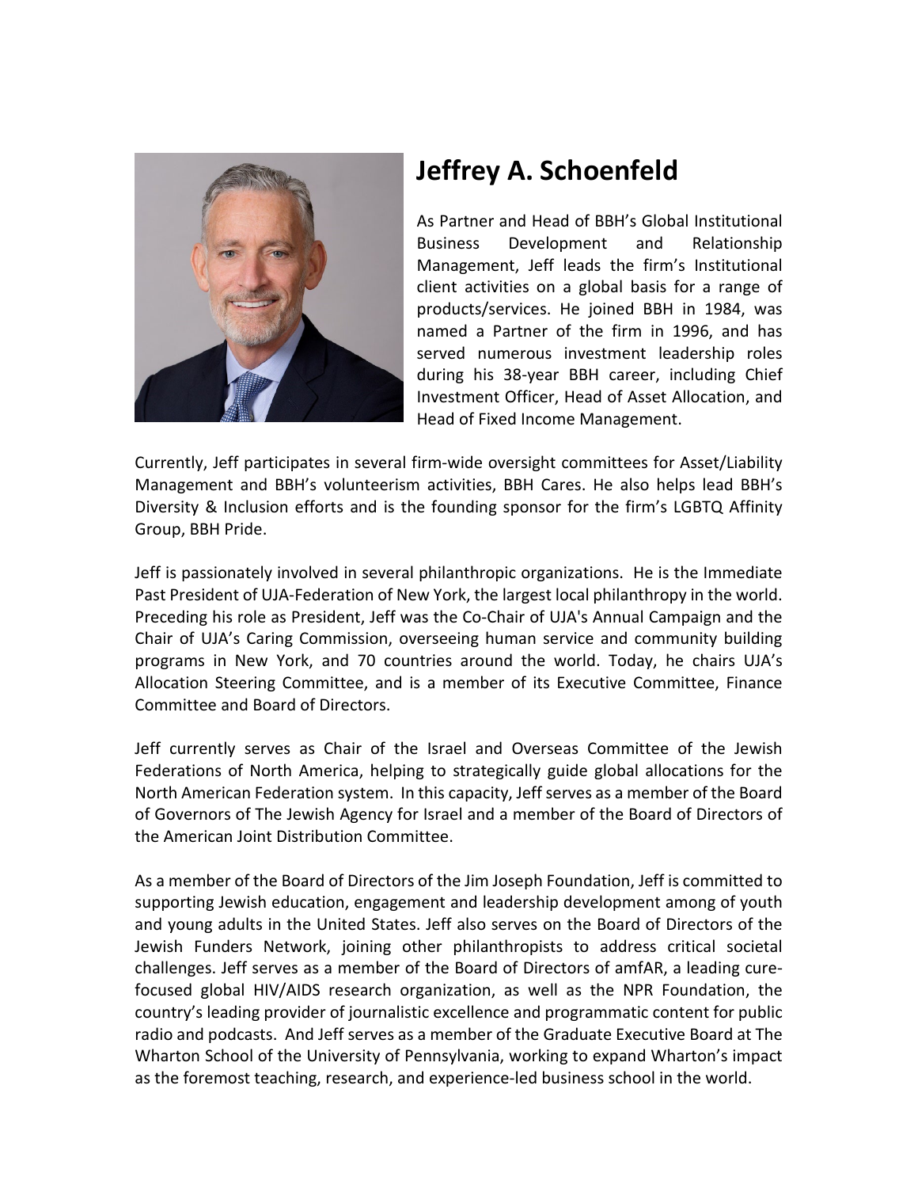# Jeffrey A. Schoenfeld

As Partner and Head of BBH's Global Institutional Business Development and Relationship Management, Jeff leads the firm's Institutional client activities on a global basis for a range of products/services. He joined BBH in 1984, was named a Partner of the firm in 1996, and has served numerous investment leadership roles during his 38-year BBH career, including Chief Investment Officer, Head of Asset Allocation, and Head of Fixed Income Management.

Currently, Jeff participates in several firm-wide oversight committees for Asset/Liability Management and BBH's volunteerism activities, BBH Cares. He also helps lead BBH's Diversity & Inclusion efforts and is the founding sponsor for the firm's LGBTQ Affinity Group, BBH Pride.

Jeff is passionately involved in several philanthropic organizations. He is the Immediate Past President of UJA-Federation of New York, the largest local philanthropy in the world. Preceding his role as President, Jeff was the Co-Chair of UJA's Annual Campaign and the Chair of UJA's Caring Commission, overseeing human service and community building programs in New York, and 70 countries around the world. Today, he chairs UJA's Allocation Steering Committee, and is a member of its Executive Committee, Finance Committee and Board of Directors.

Jeff currently serves as Chair of the Israel and Overseas Committee of the Jewish Federations of North America, helping to strategically guide global allocations for the North American Federation system. In this capacity, Jeff serves as a member of the Board of Governors of The Jewish Agency for Israel and a member of the Board of Directors of the American Joint Distribution Committee.

As a member of the Board of Directors of the Jim Joseph Foundation, Jeff is committed to supporting Jewish education, engagement and leadership development among of youth and young adults in the United States. Jeff also serves on the Board of Directors of the Jewish Funders Network, joining other philanthropists to address critical societal challenges. Jeff serves as a member of the Board of Directors of amfAR, a leading cure-focused global HIV/AIDS research organization, as well as the NPR Foundation, the country's leading provider of journalistic excellence and programmatic content for public radio and podcasts. And Jeff serves as a member of the Graduate Executive Board at The Wharton School of the University of Pennsylvania, working to expand Wharton's impact as the foremost teaching, research, and experience-led business school in the world.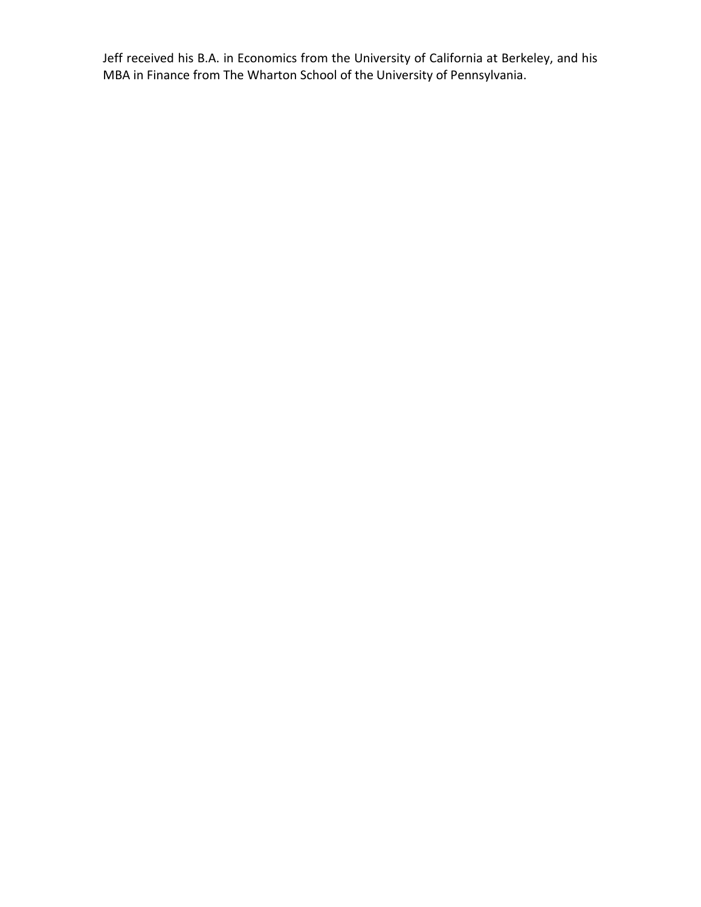Jeff received his B.A. in Economics from the University of California at Berkeley, and his MBA in Finance from The Wharton School of the University of Pennsylvania.